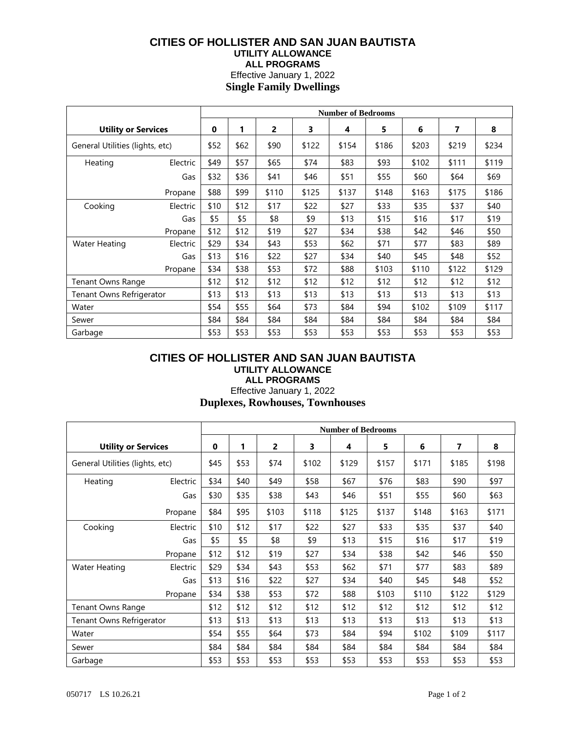# CITIES OF HOLLISTER AND SAN JUAN BAUTISTA

## UTILITY ALLOWANCE

## ALL PROGRAMS

Effective January 1, 2022

**Single Family Dwellings**

| Utility or Services | | Number of Bedrooms | | | | | | | | |
|---|---|---|---|---|---|---|---|---|---|---|
| | | 0 | 1 | 2 | 3 | 4 | 5 | 6 | 7 | 8 |
| General Utilities (lights, etc) | | $52 | $62 | $90 | $122 | $154 | $186 | $203 | $219 | $234 |
| Heating | Electric | $49 | $57 | $65 | $74 | $83 | $93 | $102 | $111 | $119 |
| | Gas | $32 | $36 | $41 | $46 | $51 | $55 | $60 | $64 | $69 |
| | Propane | $88 | $99 | $110 | $125 | $137 | $148 | $163 | $175 | $186 |
| Cooking | Electric | $10 | $12 | $17 | $22 | $27 | $33 | $35 | $37 | $40 |
| | Gas | $5 | $5 | $8 | $9 | $13 | $15 | $16 | $17 | $19 |
| | Propane | $12 | $12 | $19 | $27 | $34 | $38 | $42 | $46 | $50 |
| Water Heating | Electric | $29 | $34 | $43 | $53 | $62 | $71 | $77 | $83 | $89 |
| | Gas | $13 | $16 | $22 | $27 | $34 | $40 | $45 | $48 | $52 |
| | Propane | $34 | $38 | $53 | $72 | $88 | $103 | $110 | $122 | $129 |
| Tenant Owns Range | | $12 | $12 | $12 | $12 | $12 | $12 | $12 | $12 | $12 |
| Tenant Owns Refrigerator | | $13 | $13 | $13 | $13 | $13 | $13 | $13 | $13 | $13 |
| Water | | $54 | $55 | $64 | $73 | $84 | $94 | $102 | $109 | $117 |
| Sewer | | $84 | $84 | $84 | $84 | $84 | $84 | $84 | $84 | $84 |
| Garbage | | $53 | $53 | $53 | $53 | $53 | $53 | $53 | $53 | $53 |

# CITIES OF HOLLISTER AND SAN JUAN BAUTISTA

## UTILITY ALLOWANCE

## ALL PROGRAMS

Effective January 1, 2022

**Duplexes, Rowhouses, Townhouses**

| Utility or Services | | Number of Bedrooms | | | | | | | | |
|---|---|---|---|---|---|---|---|---|---|---|
| | | 0 | 1 | 2 | 3 | 4 | 5 | 6 | 7 | 8 |
| General Utilities (lights, etc) | | $45 | $53 | $74 | $102 | $129 | $157 | $171 | $185 | $198 |
| Heating | Electric | $34 | $40 | $49 | $58 | $67 | $76 | $83 | $90 | $97 |
| | Gas | $30 | $35 | $38 | $43 | $46 | $51 | $55 | $60 | $63 |
| | Propane | $84 | $95 | $103 | $118 | $125 | $137 | $148 | $163 | $171 |
| Cooking | Electric | $10 | $12 | $17 | $22 | $27 | $33 | $35 | $37 | $40 |
| | Gas | $5 | $5 | $8 | $9 | $13 | $15 | $16 | $17 | $19 |
| | Propane | $12 | $12 | $19 | $27 | $34 | $38 | $42 | $46 | $50 |
| Water Heating | Electric | $29 | $34 | $43 | $53 | $62 | $71 | $77 | $83 | $89 |
| | Gas | $13 | $16 | $22 | $27 | $34 | $40 | $45 | $48 | $52 |
| | Propane | $34 | $38 | $53 | $72 | $88 | $103 | $110 | $122 | $129 |
| Tenant Owns Range | | $12 | $12 | $12 | $12 | $12 | $12 | $12 | $12 | $12 |
| Tenant Owns Refrigerator | | $13 | $13 | $13 | $13 | $13 | $13 | $13 | $13 | $13 |
| Water | | $54 | $55 | $64 | $73 | $84 | $94 | $102 | $109 | $117 |
| Sewer | | $84 | $84 | $84 | $84 | $84 | $84 | $84 | $84 | $84 |
| Garbage | | $53 | $53 | $53 | $53 | $53 | $53 | $53 | $53 | $53 |

050717 LS 10.26.21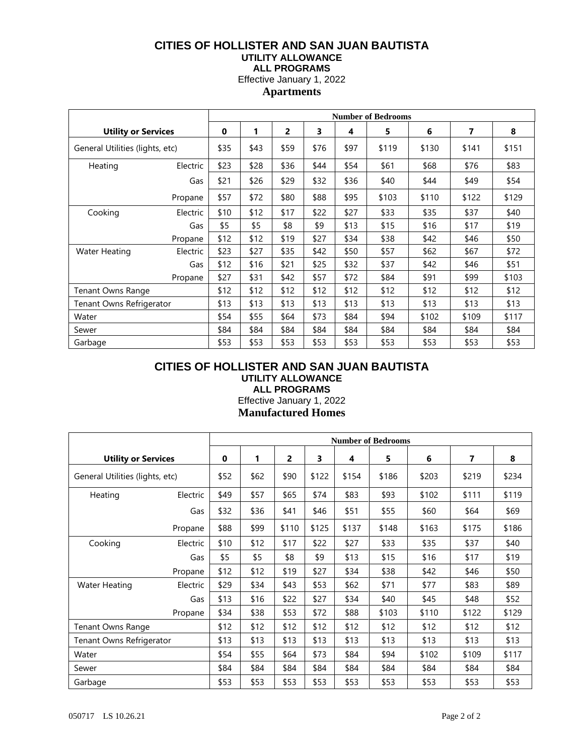# CITIES OF HOLLISTER AND SAN JUAN BAUTISTA

**UTILITY ALLOWANCE**

**ALL PROGRAMS**

Effective January 1, 2022

## Apartments

| Utility or Services | | Number of Bedrooms | | | | | | | | |
|---|---|---|---|---|---|---|---|---|---|---|
| | | 0 | 1 | 2 | 3 | 4 | 5 | 6 | 7 | 8 |
| General Utilities (lights, etc) | | $35 | $43 | $59 | $76 | $97 | $119 | $130 | $141 | $151 |
| Heating | Electric | $23 | $28 | $36 | $44 | $54 | $61 | $68 | $76 | $83 |
| | Gas | $21 | $26 | $29 | $32 | $36 | $40 | $44 | $49 | $54 |
| | Propane | $57 | $72 | $80 | $88 | $95 | $103 | $110 | $122 | $129 |
| Cooking | Electric | $10 | $12 | $17 | $22 | $27 | $33 | $35 | $37 | $40 |
| | Gas | $5 | $5 | $8 | $9 | $13 | $15 | $16 | $17 | $19 |
| | Propane | $12 | $12 | $19 | $27 | $34 | $38 | $42 | $46 | $50 |
| Water Heating | Electric | $23 | $27 | $35 | $42 | $50 | $57 | $62 | $67 | $72 |
| | Gas | $12 | $16 | $21 | $25 | $32 | $37 | $42 | $46 | $51 |
| | Propane | $27 | $31 | $42 | $57 | $72 | $84 | $91 | $99 | $103 |
| Tenant Owns Range | | $12 | $12 | $12 | $12 | $12 | $12 | $12 | $12 | $12 |
| Tenant Owns Refrigerator | | $13 | $13 | $13 | $13 | $13 | $13 | $13 | $13 | $13 |
| Water | | $54 | $55 | $64 | $73 | $84 | $94 | $102 | $109 | $117 |
| Sewer | | $84 | $84 | $84 | $84 | $84 | $84 | $84 | $84 | $84 |
| Garbage | | $53 | $53 | $53 | $53 | $53 | $53 | $53 | $53 | $53 |

# CITIES OF HOLLISTER AND SAN JUAN BAUTISTA

**UTILITY ALLOWANCE**

**ALL PROGRAMS**

Effective January 1, 2022

## Manufactured Homes

| Utility or Services | | Number of Bedrooms | | | | | | | | |
|---|---|---|---|---|---|---|---|---|---|---|
| | | 0 | 1 | 2 | 3 | 4 | 5 | 6 | 7 | 8 |
| General Utilities (lights, etc) | | $52 | $62 | $90 | $122 | $154 | $186 | $203 | $219 | $234 |
| Heating | Electric | $49 | $57 | $65 | $74 | $83 | $93 | $102 | $111 | $119 |
| | Gas | $32 | $36 | $41 | $46 | $51 | $55 | $60 | $64 | $69 |
| | Propane | $88 | $99 | $110 | $125 | $137 | $148 | $163 | $175 | $186 |
| Cooking | Electric | $10 | $12 | $17 | $22 | $27 | $33 | $35 | $37 | $40 |
| | Gas | $5 | $5 | $8 | $9 | $13 | $15 | $16 | $17 | $19 |
| | Propane | $12 | $12 | $19 | $27 | $34 | $38 | $42 | $46 | $50 |
| Water Heating | Electric | $29 | $34 | $43 | $53 | $62 | $71 | $77 | $83 | $89 |
| | Gas | $13 | $16 | $22 | $27 | $34 | $40 | $45 | $48 | $52 |
| | Propane | $34 | $38 | $53 | $72 | $88 | $103 | $110 | $122 | $129 |
| Tenant Owns Range | | $12 | $12 | $12 | $12 | $12 | $12 | $12 | $12 | $12 |
| Tenant Owns Refrigerator | | $13 | $13 | $13 | $13 | $13 | $13 | $13 | $13 | $13 |
| Water | | $54 | $55 | $64 | $73 | $84 | $94 | $102 | $109 | $117 |
| Sewer | | $84 | $84 | $84 | $84 | $84 | $84 | $84 | $84 | $84 |
| Garbage | | $53 | $53 | $53 | $53 | $53 | $53 | $53 | $53 | $53 |

050717 LS 10.26.21